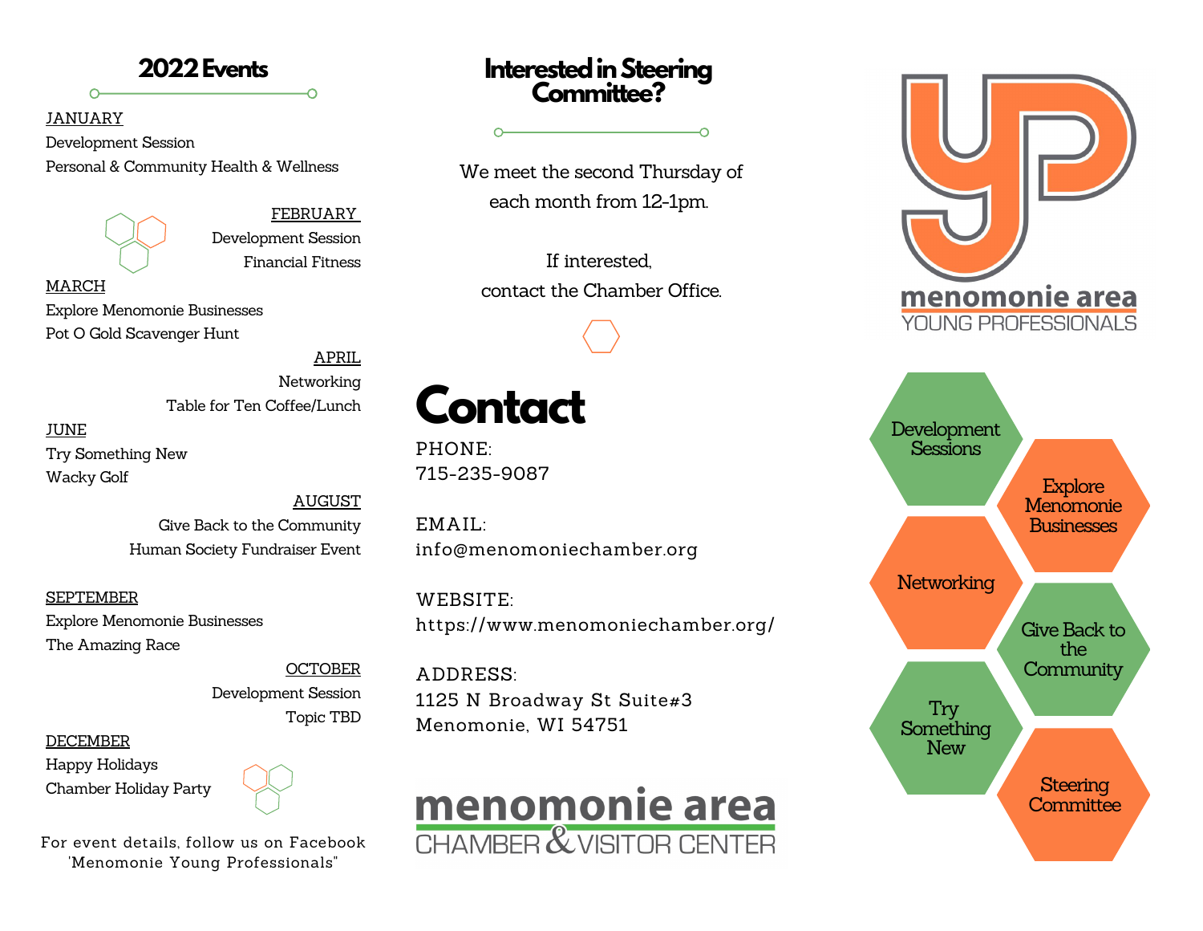## 2022 Events

JANUARY
Development Session
Personal & Community Health & Wellness

FEBRUARY
Development Session
Financial Fitness

MARCH
Explore Menomonie Businesses
Pot O Gold Scavenger Hunt

APRIL
Networking
Table for Ten Coffee/Lunch

JUNE
Try Something New
Wacky Golf

AUGUST
Give Back to the Community
Human Society Fundraiser Event

SEPTEMBER
Explore Menomonie Businesses
The Amazing Race

OCTOBER
Development Session
Topic TBD

DECEMBER
Happy Holidays
Chamber Holiday Party

For event details, follow us on Facebook
'Menomonie Young Professionals"

## Interested in Steering Committee?

We meet the second Thursday of each month from 12-1pm.

If interested,
contact the Chamber Office.

# Contact

PHONE:
715-235-9087

EMAIL:
info@menomoniechamber.org

WEBSITE:
https://www.menomoniechamber.org/

ADDRESS:
1125 N Broadway St Suite#3
Menomonie, WI 54751

menomonie area
CHAMBER & VISITOR CENTER

yp
menomonie area
YOUNG PROFESSIONALS

- Development Sessions
- Explore Menomonie Businesses
- Networking
- Give Back to the Community
- Try Something New
- Steering Committee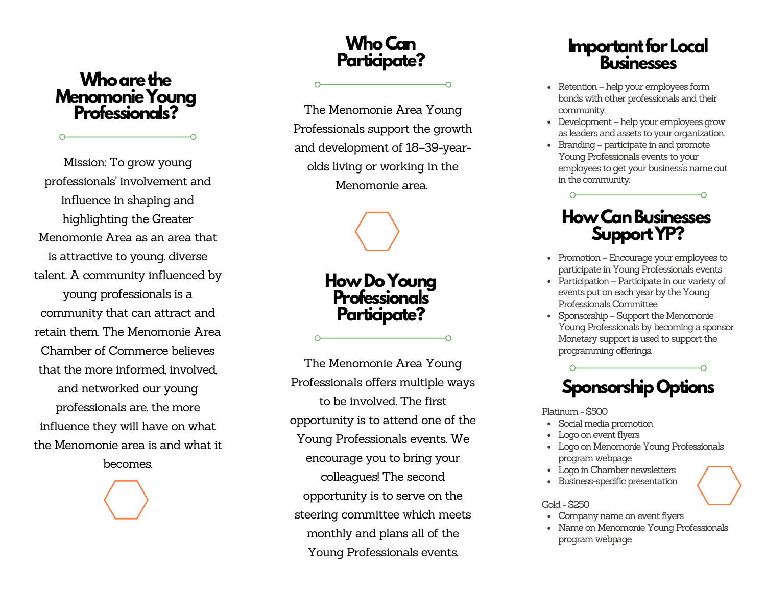## Who are the Menomonie Young Professionals?

Mission: To grow young professionals' involvement and influence in shaping and highlighting the Greater Menomonie Area as an area that is attractive to young, diverse talent. A community influenced by young professionals is a community that can attract and retain them. The Menomonie Area Chamber of Commerce believes that the more informed, involved, and networked our young professionals are, the more influence they will have on what the Menomonie area is and what it becomes.

## Who Can Participate?

The Menomonie Area Young Professionals support the growth and development of 18–39-year-olds living or working in the Menomonie area.

## How Do Young Professionals Participate?

The Menomonie Area Young Professionals offers multiple ways to be involved. The first opportunity is to attend one of the Young Professionals events. We encourage you to bring your colleagues! The second opportunity is to serve on the steering committee which meets monthly and plans all of the Young Professionals events.

## Important for Local Businesses

- Retention – help your employees form bonds with other professionals and their community.
- Development – help your employees grow as leaders and assets to your organization.
- Branding – participate in and promote Young Professionals events to your employees to get your business's name out in the community.

## How Can Businesses Support YP?

- Promotion – Encourage your employees to participate in Young Professionals events
- Participation – Participate in our variety of events put on each year by the Young Professionals Committee
- Sponsorship – Support the Menomonie Young Professionals by becoming a sponsor. Monetary support is used to support the programming offerings.

## Sponsorship Options

Platinum - $500

- Social media promotion
- Logo on event flyers
- Logo on Menomonie Young Professionals program webpage
- Logo in Chamber newsletters
- Business-specific presentation

Gold - $250

- Company name on event flyers
- Name on Menomonie Young Professionals program webpage